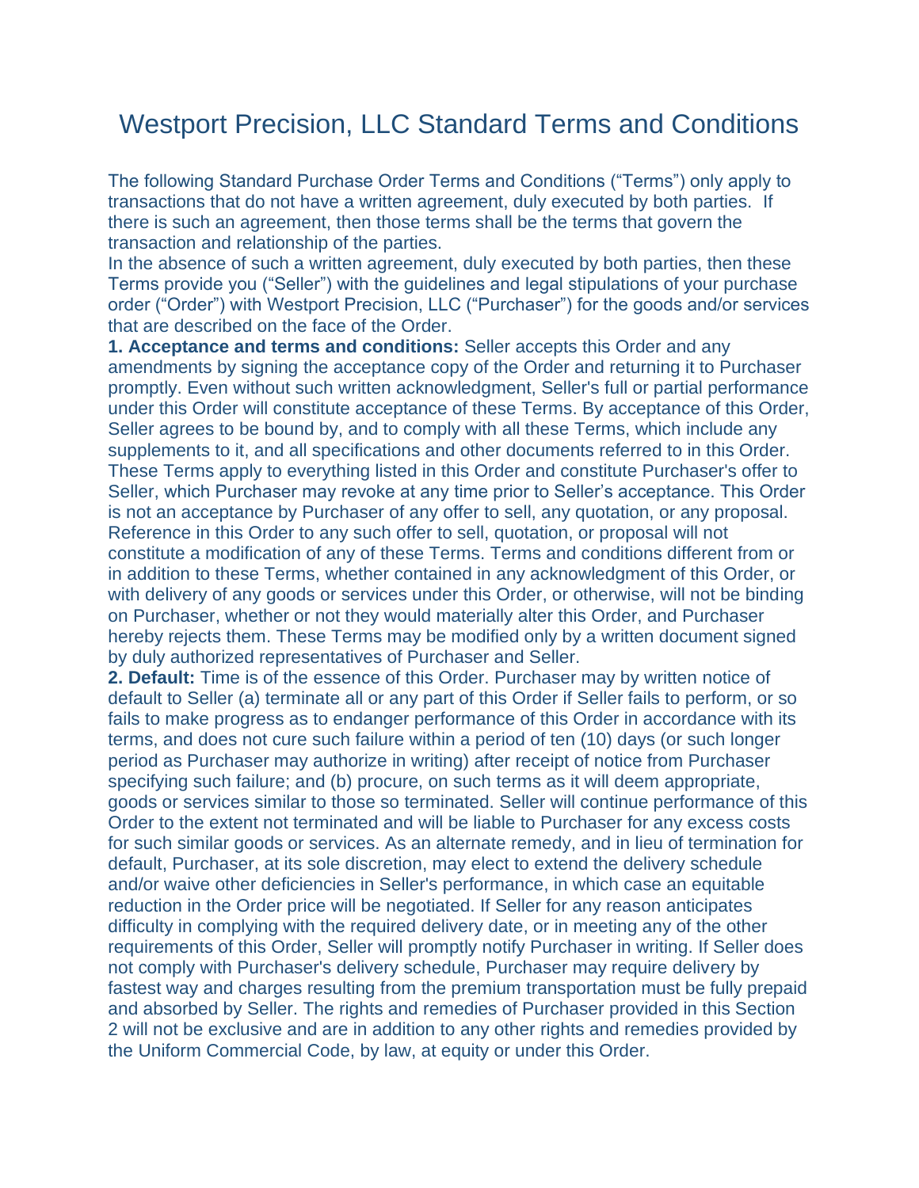# Westport Precision, LLC Standard Terms and Conditions

The following Standard Purchase Order Terms and Conditions ("Terms") only apply to transactions that do not have a written agreement, duly executed by both parties. If there is such an agreement, then those terms shall be the terms that govern the transaction and relationship of the parties.

In the absence of such a written agreement, duly executed by both parties, then these Terms provide you ("Seller") with the guidelines and legal stipulations of your purchase order ("Order") with Westport Precision, LLC ("Purchaser") for the goods and/or services that are described on the face of the Order.

**1. Acceptance and terms and conditions:** Seller accepts this Order and any amendments by signing the acceptance copy of the Order and returning it to Purchaser promptly. Even without such written acknowledgment, Seller's full or partial performance under this Order will constitute acceptance of these Terms. By acceptance of this Order, Seller agrees to be bound by, and to comply with all these Terms, which include any supplements to it, and all specifications and other documents referred to in this Order. These Terms apply to everything listed in this Order and constitute Purchaser's offer to Seller, which Purchaser may revoke at any time prior to Seller's acceptance. This Order is not an acceptance by Purchaser of any offer to sell, any quotation, or any proposal. Reference in this Order to any such offer to sell, quotation, or proposal will not constitute a modification of any of these Terms. Terms and conditions different from or in addition to these Terms, whether contained in any acknowledgment of this Order, or with delivery of any goods or services under this Order, or otherwise, will not be binding on Purchaser, whether or not they would materially alter this Order, and Purchaser hereby rejects them. These Terms may be modified only by a written document signed by duly authorized representatives of Purchaser and Seller.

**2. Default:** Time is of the essence of this Order. Purchaser may by written notice of default to Seller (a) terminate all or any part of this Order if Seller fails to perform, or so fails to make progress as to endanger performance of this Order in accordance with its terms, and does not cure such failure within a period of ten (10) days (or such longer period as Purchaser may authorize in writing) after receipt of notice from Purchaser specifying such failure; and (b) procure, on such terms as it will deem appropriate, goods or services similar to those so terminated. Seller will continue performance of this Order to the extent not terminated and will be liable to Purchaser for any excess costs for such similar goods or services. As an alternate remedy, and in lieu of termination for default, Purchaser, at its sole discretion, may elect to extend the delivery schedule and/or waive other deficiencies in Seller's performance, in which case an equitable reduction in the Order price will be negotiated. If Seller for any reason anticipates difficulty in complying with the required delivery date, or in meeting any of the other requirements of this Order, Seller will promptly notify Purchaser in writing. If Seller does not comply with Purchaser's delivery schedule, Purchaser may require delivery by fastest way and charges resulting from the premium transportation must be fully prepaid and absorbed by Seller. The rights and remedies of Purchaser provided in this Section 2 will not be exclusive and are in addition to any other rights and remedies provided by the Uniform Commercial Code, by law, at equity or under this Order.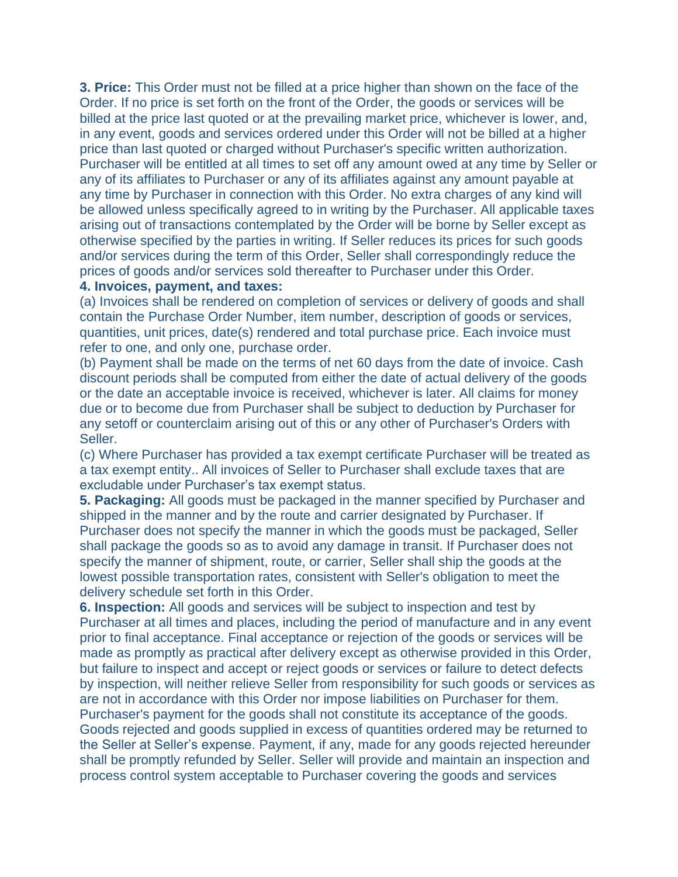**3. Price:** This Order must not be filled at a price higher than shown on the face of the Order. If no price is set forth on the front of the Order, the goods or services will be billed at the price last quoted or at the prevailing market price, whichever is lower, and, in any event, goods and services ordered under this Order will not be billed at a higher price than last quoted or charged without Purchaser's specific written authorization. Purchaser will be entitled at all times to set off any amount owed at any time by Seller or any of its affiliates to Purchaser or any of its affiliates against any amount payable at any time by Purchaser in connection with this Order. No extra charges of any kind will be allowed unless specifically agreed to in writing by the Purchaser. All applicable taxes arising out of transactions contemplated by the Order will be borne by Seller except as otherwise specified by the parties in writing. If Seller reduces its prices for such goods and/or services during the term of this Order, Seller shall correspondingly reduce the prices of goods and/or services sold thereafter to Purchaser under this Order.

**4. Invoices, payment, and taxes:**

(a) Invoices shall be rendered on completion of services or delivery of goods and shall contain the Purchase Order Number, item number, description of goods or services, quantities, unit prices, date(s) rendered and total purchase price. Each invoice must refer to one, and only one, purchase order.

(b) Payment shall be made on the terms of net 60 days from the date of invoice. Cash discount periods shall be computed from either the date of actual delivery of the goods or the date an acceptable invoice is received, whichever is later. All claims for money due or to become due from Purchaser shall be subject to deduction by Purchaser for any setoff or counterclaim arising out of this or any other of Purchaser's Orders with Seller.

(c) Where Purchaser has provided a tax exempt certificate Purchaser will be treated as a tax exempt entity.. All invoices of Seller to Purchaser shall exclude taxes that are excludable under Purchaser's tax exempt status.

**5. Packaging:** All goods must be packaged in the manner specified by Purchaser and shipped in the manner and by the route and carrier designated by Purchaser. If Purchaser does not specify the manner in which the goods must be packaged, Seller shall package the goods so as to avoid any damage in transit. If Purchaser does not specify the manner of shipment, route, or carrier, Seller shall ship the goods at the lowest possible transportation rates, consistent with Seller's obligation to meet the delivery schedule set forth in this Order.

**6. Inspection:** All goods and services will be subject to inspection and test by Purchaser at all times and places, including the period of manufacture and in any event prior to final acceptance. Final acceptance or rejection of the goods or services will be made as promptly as practical after delivery except as otherwise provided in this Order, but failure to inspect and accept or reject goods or services or failure to detect defects by inspection, will neither relieve Seller from responsibility for such goods or services as are not in accordance with this Order nor impose liabilities on Purchaser for them. Purchaser's payment for the goods shall not constitute its acceptance of the goods. Goods rejected and goods supplied in excess of quantities ordered may be returned to the Seller at Seller's expense. Payment, if any, made for any goods rejected hereunder shall be promptly refunded by Seller. Seller will provide and maintain an inspection and process control system acceptable to Purchaser covering the goods and services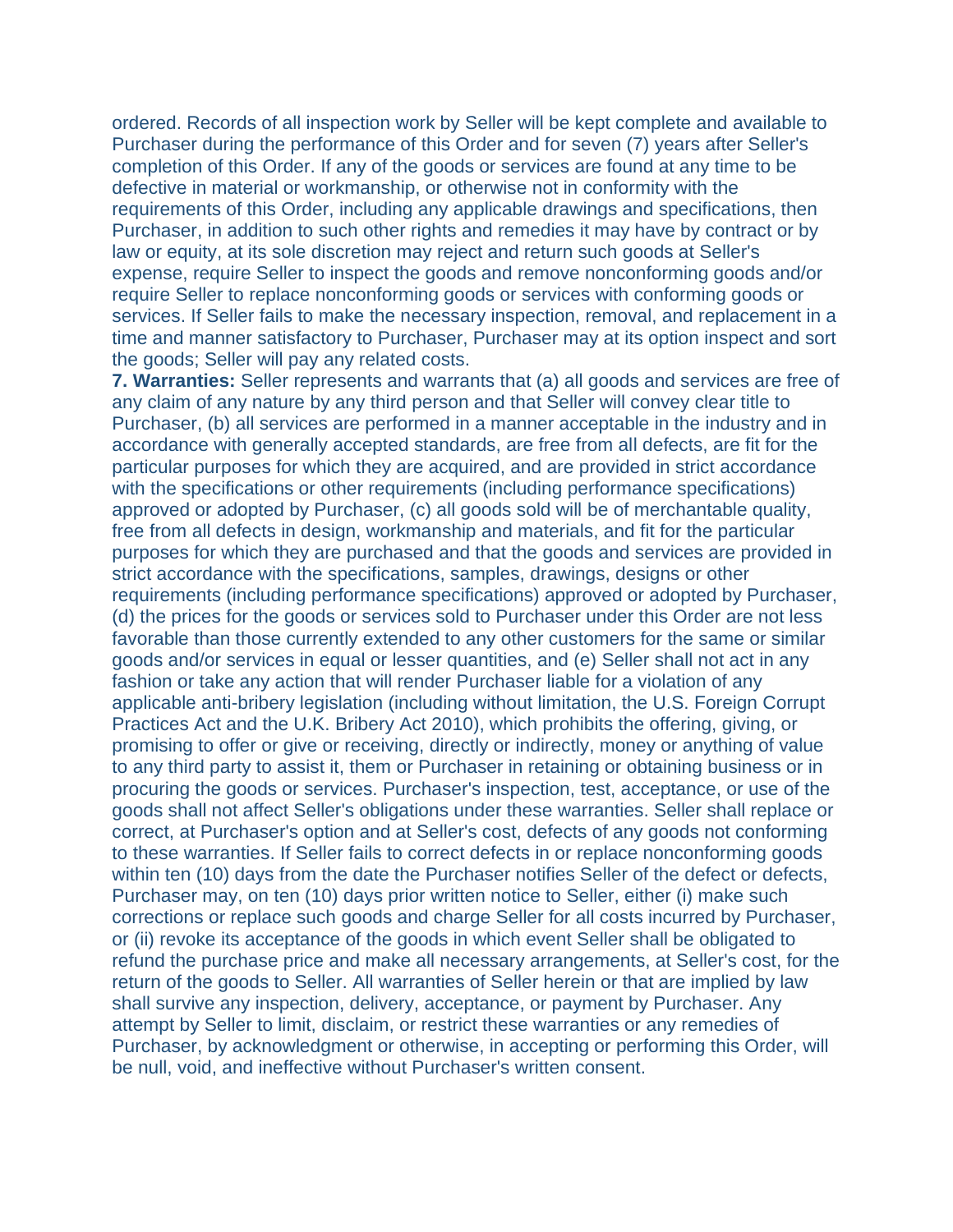ordered. Records of all inspection work by Seller will be kept complete and available to Purchaser during the performance of this Order and for seven (7) years after Seller's completion of this Order. If any of the goods or services are found at any time to be defective in material or workmanship, or otherwise not in conformity with the requirements of this Order, including any applicable drawings and specifications, then Purchaser, in addition to such other rights and remedies it may have by contract or by law or equity, at its sole discretion may reject and return such goods at Seller's expense, require Seller to inspect the goods and remove nonconforming goods and/or require Seller to replace nonconforming goods or services with conforming goods or services. If Seller fails to make the necessary inspection, removal, and replacement in a time and manner satisfactory to Purchaser, Purchaser may at its option inspect and sort the goods; Seller will pay any related costs.

**7. Warranties:** Seller represents and warrants that (a) all goods and services are free of any claim of any nature by any third person and that Seller will convey clear title to Purchaser, (b) all services are performed in a manner acceptable in the industry and in accordance with generally accepted standards, are free from all defects, are fit for the particular purposes for which they are acquired, and are provided in strict accordance with the specifications or other requirements (including performance specifications) approved or adopted by Purchaser, (c) all goods sold will be of merchantable quality, free from all defects in design, workmanship and materials, and fit for the particular purposes for which they are purchased and that the goods and services are provided in strict accordance with the specifications, samples, drawings, designs or other requirements (including performance specifications) approved or adopted by Purchaser, (d) the prices for the goods or services sold to Purchaser under this Order are not less favorable than those currently extended to any other customers for the same or similar goods and/or services in equal or lesser quantities, and (e) Seller shall not act in any fashion or take any action that will render Purchaser liable for a violation of any applicable anti-bribery legislation (including without limitation, the U.S. Foreign Corrupt Practices Act and the U.K. Bribery Act 2010), which prohibits the offering, giving, or promising to offer or give or receiving, directly or indirectly, money or anything of value to any third party to assist it, them or Purchaser in retaining or obtaining business or in procuring the goods or services. Purchaser's inspection, test, acceptance, or use of the goods shall not affect Seller's obligations under these warranties. Seller shall replace or correct, at Purchaser's option and at Seller's cost, defects of any goods not conforming to these warranties. If Seller fails to correct defects in or replace nonconforming goods within ten (10) days from the date the Purchaser notifies Seller of the defect or defects, Purchaser may, on ten (10) days prior written notice to Seller, either (i) make such corrections or replace such goods and charge Seller for all costs incurred by Purchaser, or (ii) revoke its acceptance of the goods in which event Seller shall be obligated to refund the purchase price and make all necessary arrangements, at Seller's cost, for the return of the goods to Seller. All warranties of Seller herein or that are implied by law shall survive any inspection, delivery, acceptance, or payment by Purchaser. Any attempt by Seller to limit, disclaim, or restrict these warranties or any remedies of Purchaser, by acknowledgment or otherwise, in accepting or performing this Order, will be null, void, and ineffective without Purchaser's written consent.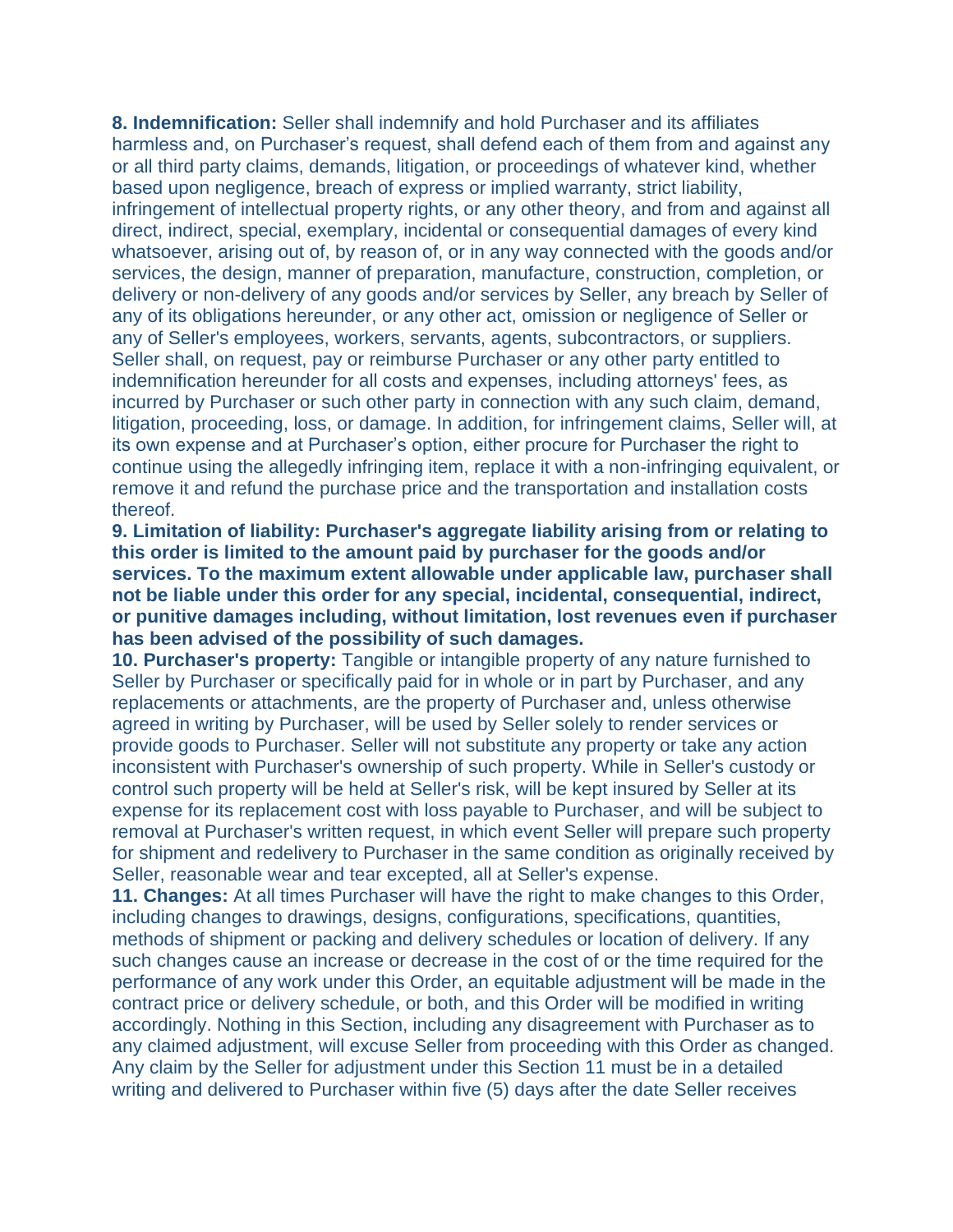**8. Indemnification:** Seller shall indemnify and hold Purchaser and its affiliates harmless and, on Purchaser's request, shall defend each of them from and against any or all third party claims, demands, litigation, or proceedings of whatever kind, whether based upon negligence, breach of express or implied warranty, strict liability, infringement of intellectual property rights, or any other theory, and from and against all direct, indirect, special, exemplary, incidental or consequential damages of every kind whatsoever, arising out of, by reason of, or in any way connected with the goods and/or services, the design, manner of preparation, manufacture, construction, completion, or delivery or non-delivery of any goods and/or services by Seller, any breach by Seller of any of its obligations hereunder, or any other act, omission or negligence of Seller or any of Seller's employees, workers, servants, agents, subcontractors, or suppliers. Seller shall, on request, pay or reimburse Purchaser or any other party entitled to indemnification hereunder for all costs and expenses, including attorneys' fees, as incurred by Purchaser or such other party in connection with any such claim, demand, litigation, proceeding, loss, or damage. In addition, for infringement claims, Seller will, at its own expense and at Purchaser's option, either procure for Purchaser the right to continue using the allegedly infringing item, replace it with a non-infringing equivalent, or remove it and refund the purchase price and the transportation and installation costs thereof.

**9. Limitation of liability: Purchaser's aggregate liability arising from or relating to this order is limited to the amount paid by purchaser for the goods and/or services. To the maximum extent allowable under applicable law, purchaser shall not be liable under this order for any special, incidental, consequential, indirect, or punitive damages including, without limitation, lost revenues even if purchaser has been advised of the possibility of such damages.**

**10. Purchaser's property:** Tangible or intangible property of any nature furnished to Seller by Purchaser or specifically paid for in whole or in part by Purchaser, and any replacements or attachments, are the property of Purchaser and, unless otherwise agreed in writing by Purchaser, will be used by Seller solely to render services or provide goods to Purchaser. Seller will not substitute any property or take any action inconsistent with Purchaser's ownership of such property. While in Seller's custody or control such property will be held at Seller's risk, will be kept insured by Seller at its expense for its replacement cost with loss payable to Purchaser, and will be subject to removal at Purchaser's written request, in which event Seller will prepare such property for shipment and redelivery to Purchaser in the same condition as originally received by Seller, reasonable wear and tear excepted, all at Seller's expense.

**11. Changes:** At all times Purchaser will have the right to make changes to this Order, including changes to drawings, designs, configurations, specifications, quantities, methods of shipment or packing and delivery schedules or location of delivery. If any such changes cause an increase or decrease in the cost of or the time required for the performance of any work under this Order, an equitable adjustment will be made in the contract price or delivery schedule, or both, and this Order will be modified in writing accordingly. Nothing in this Section, including any disagreement with Purchaser as to any claimed adjustment, will excuse Seller from proceeding with this Order as changed. Any claim by the Seller for adjustment under this Section 11 must be in a detailed writing and delivered to Purchaser within five (5) days after the date Seller receives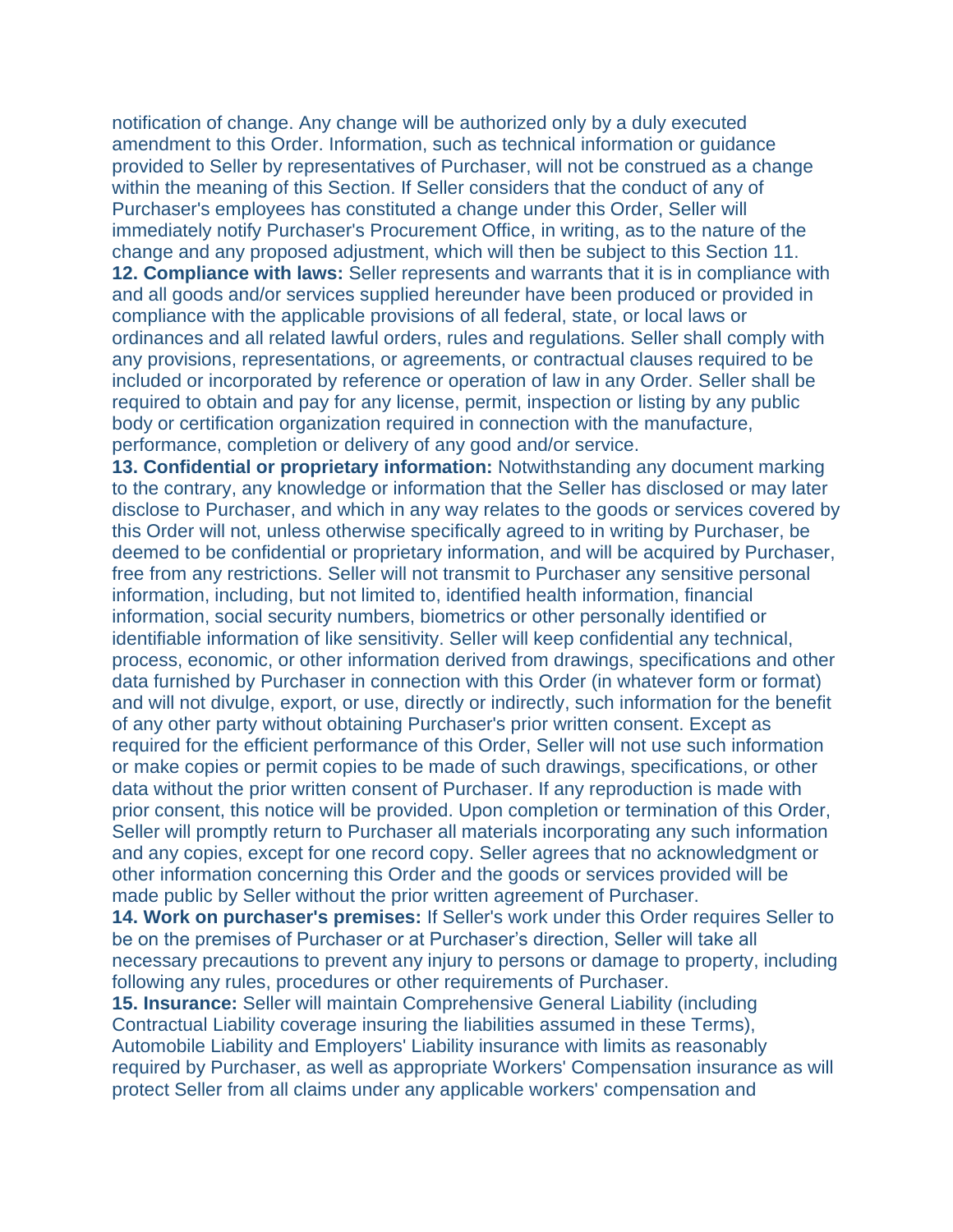notification of change. Any change will be authorized only by a duly executed amendment to this Order. Information, such as technical information or guidance provided to Seller by representatives of Purchaser, will not be construed as a change within the meaning of this Section. If Seller considers that the conduct of any of Purchaser's employees has constituted a change under this Order, Seller will immediately notify Purchaser's Procurement Office, in writing, as to the nature of the change and any proposed adjustment, which will then be subject to this Section 11.

**12. Compliance with laws:** Seller represents and warrants that it is in compliance with and all goods and/or services supplied hereunder have been produced or provided in compliance with the applicable provisions of all federal, state, or local laws or ordinances and all related lawful orders, rules and regulations. Seller shall comply with any provisions, representations, or agreements, or contractual clauses required to be included or incorporated by reference or operation of law in any Order. Seller shall be required to obtain and pay for any license, permit, inspection or listing by any public body or certification organization required in connection with the manufacture, performance, completion or delivery of any good and/or service.

**13. Confidential or proprietary information:** Notwithstanding any document marking to the contrary, any knowledge or information that the Seller has disclosed or may later disclose to Purchaser, and which in any way relates to the goods or services covered by this Order will not, unless otherwise specifically agreed to in writing by Purchaser, be deemed to be confidential or proprietary information, and will be acquired by Purchaser, free from any restrictions. Seller will not transmit to Purchaser any sensitive personal information, including, but not limited to, identified health information, financial information, social security numbers, biometrics or other personally identified or identifiable information of like sensitivity. Seller will keep confidential any technical, process, economic, or other information derived from drawings, specifications and other data furnished by Purchaser in connection with this Order (in whatever form or format) and will not divulge, export, or use, directly or indirectly, such information for the benefit of any other party without obtaining Purchaser's prior written consent. Except as required for the efficient performance of this Order, Seller will not use such information or make copies or permit copies to be made of such drawings, specifications, or other data without the prior written consent of Purchaser. If any reproduction is made with prior consent, this notice will be provided. Upon completion or termination of this Order, Seller will promptly return to Purchaser all materials incorporating any such information and any copies, except for one record copy. Seller agrees that no acknowledgment or other information concerning this Order and the goods or services provided will be made public by Seller without the prior written agreement of Purchaser.

**14. Work on purchaser's premises:** If Seller's work under this Order requires Seller to be on the premises of Purchaser or at Purchaser's direction, Seller will take all necessary precautions to prevent any injury to persons or damage to property, including following any rules, procedures or other requirements of Purchaser.

**15. Insurance:** Seller will maintain Comprehensive General Liability (including Contractual Liability coverage insuring the liabilities assumed in these Terms), Automobile Liability and Employers' Liability insurance with limits as reasonably required by Purchaser, as well as appropriate Workers' Compensation insurance as will protect Seller from all claims under any applicable workers' compensation and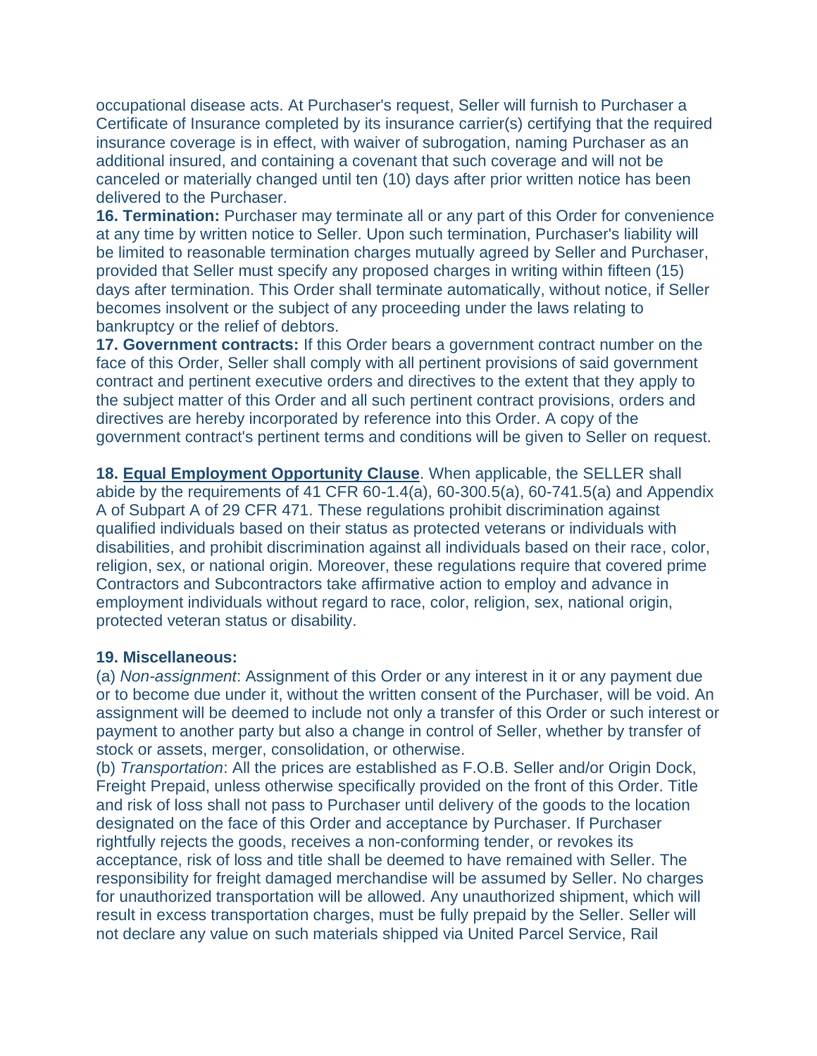occupational disease acts. At Purchaser's request, Seller will furnish to Purchaser a Certificate of Insurance completed by its insurance carrier(s) certifying that the required insurance coverage is in effect, with waiver of subrogation, naming Purchaser as an additional insured, and containing a covenant that such coverage and will not be canceled or materially changed until ten (10) days after prior written notice has been delivered to the Purchaser.

**16. Termination:** Purchaser may terminate all or any part of this Order for convenience at any time by written notice to Seller. Upon such termination, Purchaser's liability will be limited to reasonable termination charges mutually agreed by Seller and Purchaser, provided that Seller must specify any proposed charges in writing within fifteen (15) days after termination. This Order shall terminate automatically, without notice, if Seller becomes insolvent or the subject of any proceeding under the laws relating to bankruptcy or the relief of debtors.

**17. Government contracts:** If this Order bears a government contract number on the face of this Order, Seller shall comply with all pertinent provisions of said government contract and pertinent executive orders and directives to the extent that they apply to the subject matter of this Order and all such pertinent contract provisions, orders and directives are hereby incorporated by reference into this Order. A copy of the government contract's pertinent terms and conditions will be given to Seller on request.

**18. Equal Employment Opportunity Clause**. When applicable, the SELLER shall abide by the requirements of 41 CFR 60-1.4(a), 60-300.5(a), 60-741.5(a) and Appendix A of Subpart A of 29 CFR 471. These regulations prohibit discrimination against qualified individuals based on their status as protected veterans or individuals with disabilities, and prohibit discrimination against all individuals based on their race, color, religion, sex, or national origin. Moreover, these regulations require that covered prime Contractors and Subcontractors take affirmative action to employ and advance in employment individuals without regard to race, color, religion, sex, national origin, protected veteran status or disability.

**19. Miscellaneous:**

(a) *Non-assignment*: Assignment of this Order or any interest in it or any payment due or to become due under it, without the written consent of the Purchaser, will be void. An assignment will be deemed to include not only a transfer of this Order or such interest or payment to another party but also a change in control of Seller, whether by transfer of stock or assets, merger, consolidation, or otherwise.

(b) *Transportation*: All the prices are established as F.O.B. Seller and/or Origin Dock, Freight Prepaid, unless otherwise specifically provided on the front of this Order. Title and risk of loss shall not pass to Purchaser until delivery of the goods to the location designated on the face of this Order and acceptance by Purchaser. If Purchaser rightfully rejects the goods, receives a non-conforming tender, or revokes its acceptance, risk of loss and title shall be deemed to have remained with Seller. The responsibility for freight damaged merchandise will be assumed by Seller. No charges for unauthorized transportation will be allowed. Any unauthorized shipment, which will result in excess transportation charges, must be fully prepaid by the Seller. Seller will not declare any value on such materials shipped via United Parcel Service, Rail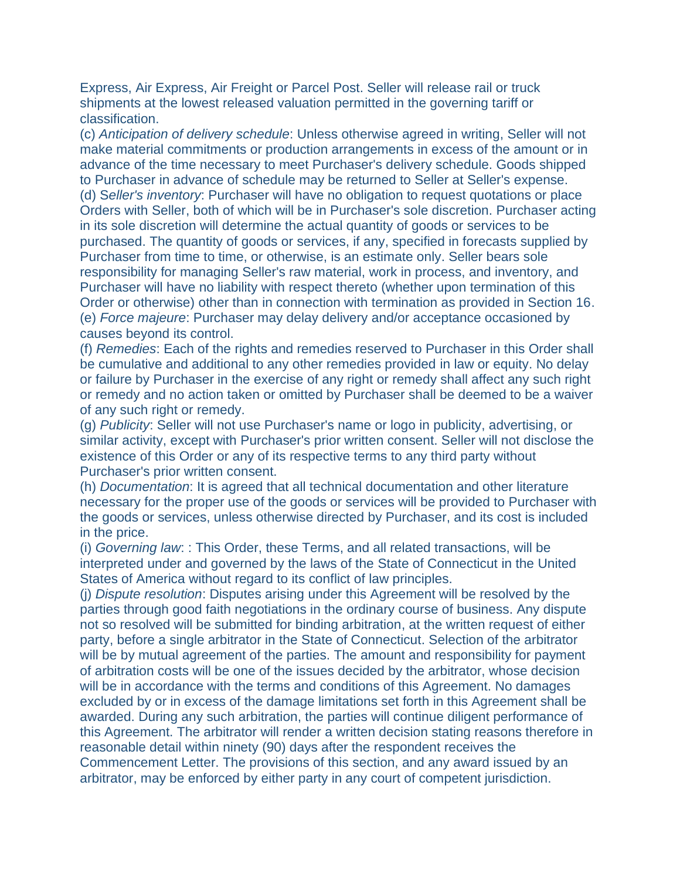Express, Air Express, Air Freight or Parcel Post. Seller will release rail or truck shipments at the lowest released valuation permitted in the governing tariff or classification.

(c) *Anticipation of delivery schedule*: Unless otherwise agreed in writing, Seller will not make material commitments or production arrangements in excess of the amount or in advance of the time necessary to meet Purchaser's delivery schedule. Goods shipped to Purchaser in advance of schedule may be returned to Seller at Seller's expense.

(d) S*eller's inventory*: Purchaser will have no obligation to request quotations or place Orders with Seller, both of which will be in Purchaser's sole discretion. Purchaser acting in its sole discretion will determine the actual quantity of goods or services to be purchased. The quantity of goods or services, if any, specified in forecasts supplied by Purchaser from time to time, or otherwise, is an estimate only. Seller bears sole responsibility for managing Seller's raw material, work in process, and inventory, and Purchaser will have no liability with respect thereto (whether upon termination of this Order or otherwise) other than in connection with termination as provided in Section 16.

(e) *Force majeure*: Purchaser may delay delivery and/or acceptance occasioned by causes beyond its control.

(f) *Remedies*: Each of the rights and remedies reserved to Purchaser in this Order shall be cumulative and additional to any other remedies provided in law or equity. No delay or failure by Purchaser in the exercise of any right or remedy shall affect any such right or remedy and no action taken or omitted by Purchaser shall be deemed to be a waiver of any such right or remedy.

(g) *Publicity*: Seller will not use Purchaser's name or logo in publicity, advertising, or similar activity, except with Purchaser's prior written consent. Seller will not disclose the existence of this Order or any of its respective terms to any third party without Purchaser's prior written consent.

(h) *Documentation*: It is agreed that all technical documentation and other literature necessary for the proper use of the goods or services will be provided to Purchaser with the goods or services, unless otherwise directed by Purchaser, and its cost is included in the price.

(i) *Governing law*: : This Order, these Terms, and all related transactions, will be interpreted under and governed by the laws of the State of Connecticut in the United States of America without regard to its conflict of law principles.

(j) *Dispute resolution*: Disputes arising under this Agreement will be resolved by the parties through good faith negotiations in the ordinary course of business. Any dispute not so resolved will be submitted for binding arbitration, at the written request of either party, before a single arbitrator in the State of Connecticut. Selection of the arbitrator will be by mutual agreement of the parties. The amount and responsibility for payment of arbitration costs will be one of the issues decided by the arbitrator, whose decision will be in accordance with the terms and conditions of this Agreement. No damages excluded by or in excess of the damage limitations set forth in this Agreement shall be awarded. During any such arbitration, the parties will continue diligent performance of this Agreement. The arbitrator will render a written decision stating reasons therefore in reasonable detail within ninety (90) days after the respondent receives the Commencement Letter. The provisions of this section, and any award issued by an arbitrator, may be enforced by either party in any court of competent jurisdiction.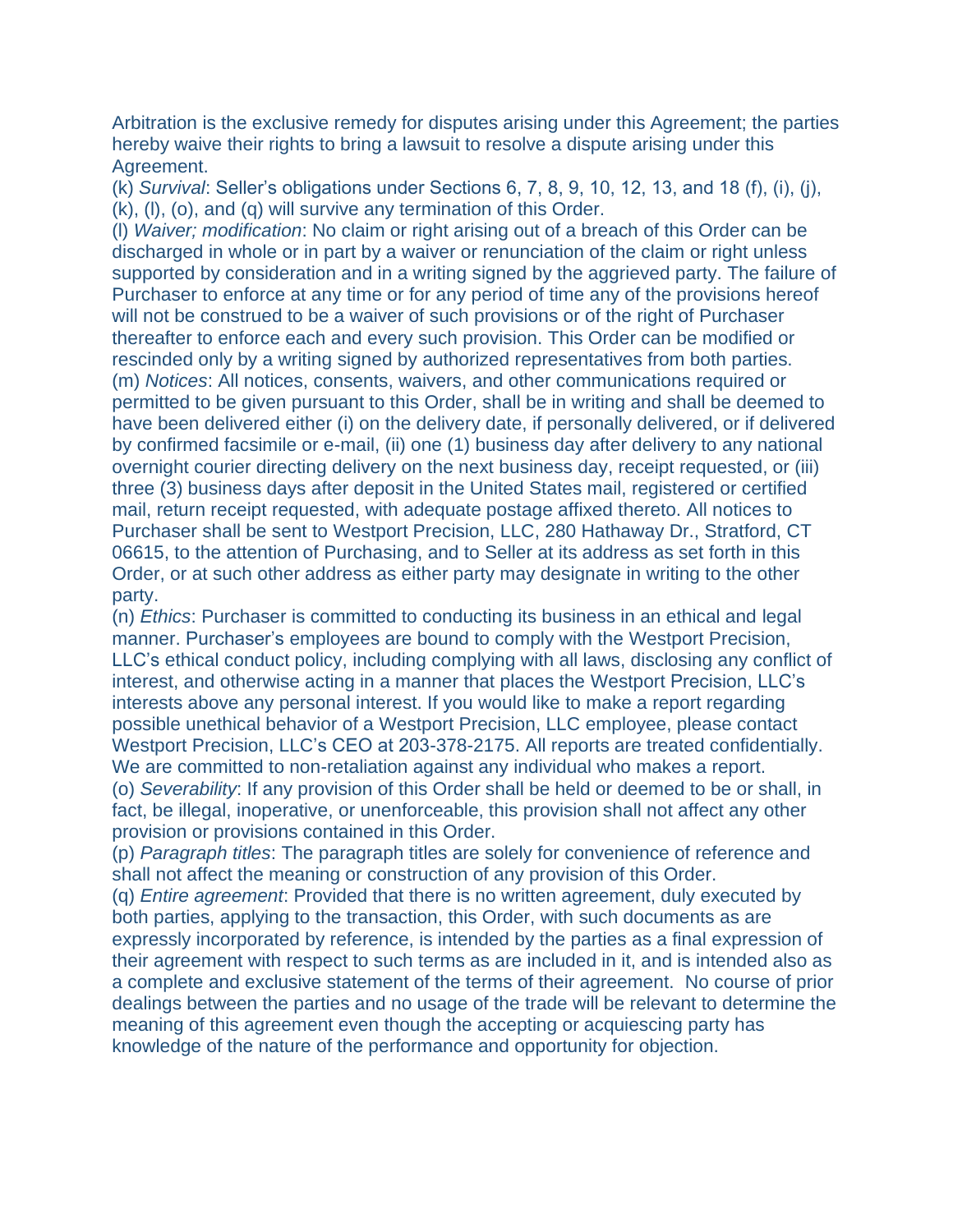Arbitration is the exclusive remedy for disputes arising under this Agreement; the parties hereby waive their rights to bring a lawsuit to resolve a dispute arising under this Agreement.

(k) *Survival*: Seller's obligations under Sections 6, 7, 8, 9, 10, 12, 13, and 18 (f), (i), (j), (k), (l), (o), and (q) will survive any termination of this Order.

(l) *Waiver; modification*: No claim or right arising out of a breach of this Order can be discharged in whole or in part by a waiver or renunciation of the claim or right unless supported by consideration and in a writing signed by the aggrieved party. The failure of Purchaser to enforce at any time or for any period of time any of the provisions hereof will not be construed to be a waiver of such provisions or of the right of Purchaser thereafter to enforce each and every such provision. This Order can be modified or rescinded only by a writing signed by authorized representatives from both parties.

(m) *Notices*: All notices, consents, waivers, and other communications required or permitted to be given pursuant to this Order, shall be in writing and shall be deemed to have been delivered either (i) on the delivery date, if personally delivered, or if delivered by confirmed facsimile or e-mail, (ii) one (1) business day after delivery to any national overnight courier directing delivery on the next business day, receipt requested, or (iii) three (3) business days after deposit in the United States mail, registered or certified mail, return receipt requested, with adequate postage affixed thereto. All notices to Purchaser shall be sent to Westport Precision, LLC, 280 Hathaway Dr., Stratford, CT 06615, to the attention of Purchasing, and to Seller at its address as set forth in this Order, or at such other address as either party may designate in writing to the other party.

(n) *Ethics*: Purchaser is committed to conducting its business in an ethical and legal manner. Purchaser's employees are bound to comply with the Westport Precision, LLC's ethical conduct policy, including complying with all laws, disclosing any conflict of interest, and otherwise acting in a manner that places the Westport Precision, LLC's interests above any personal interest. If you would like to make a report regarding possible unethical behavior of a Westport Precision, LLC employee, please contact Westport Precision, LLC's CEO at 203-378-2175. All reports are treated confidentially. We are committed to non-retaliation against any individual who makes a report.

(o) *Severability*: If any provision of this Order shall be held or deemed to be or shall, in fact, be illegal, inoperative, or unenforceable, this provision shall not affect any other provision or provisions contained in this Order.

(p) *Paragraph titles*: The paragraph titles are solely for convenience of reference and shall not affect the meaning or construction of any provision of this Order.

(q) *Entire agreement*: Provided that there is no written agreement, duly executed by both parties, applying to the transaction, this Order, with such documents as are expressly incorporated by reference, is intended by the parties as a final expression of their agreement with respect to such terms as are included in it, and is intended also as a complete and exclusive statement of the terms of their agreement. No course of prior dealings between the parties and no usage of the trade will be relevant to determine the meaning of this agreement even though the accepting or acquiescing party has knowledge of the nature of the performance and opportunity for objection.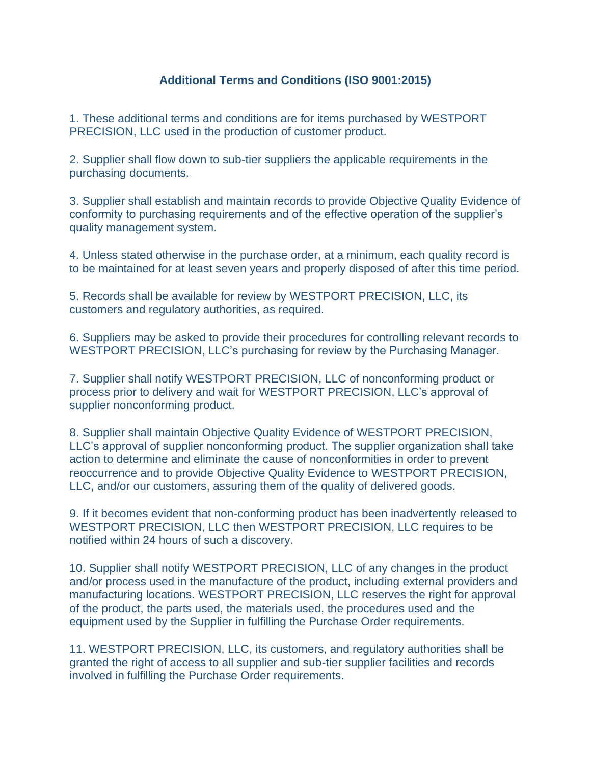## Additional Terms and Conditions (ISO 9001:2015)

1. These additional terms and conditions are for items purchased by WESTPORT PRECISION, LLC used in the production of customer product.

2. Supplier shall flow down to sub-tier suppliers the applicable requirements in the purchasing documents.

3. Supplier shall establish and maintain records to provide Objective Quality Evidence of conformity to purchasing requirements and of the effective operation of the supplier's quality management system.

4. Unless stated otherwise in the purchase order, at a minimum, each quality record is to be maintained for at least seven years and properly disposed of after this time period.

5. Records shall be available for review by WESTPORT PRECISION, LLC, its customers and regulatory authorities, as required.

6. Suppliers may be asked to provide their procedures for controlling relevant records to WESTPORT PRECISION, LLC's purchasing for review by the Purchasing Manager.

7. Supplier shall notify WESTPORT PRECISION, LLC of nonconforming product or process prior to delivery and wait for WESTPORT PRECISION, LLC's approval of supplier nonconforming product.

8. Supplier shall maintain Objective Quality Evidence of WESTPORT PRECISION, LLC's approval of supplier nonconforming product. The supplier organization shall take action to determine and eliminate the cause of nonconformities in order to prevent reoccurrence and to provide Objective Quality Evidence to WESTPORT PRECISION, LLC, and/or our customers, assuring them of the quality of delivered goods.

9. If it becomes evident that non-conforming product has been inadvertently released to WESTPORT PRECISION, LLC then WESTPORT PRECISION, LLC requires to be notified within 24 hours of such a discovery.

10. Supplier shall notify WESTPORT PRECISION, LLC of any changes in the product and/or process used in the manufacture of the product, including external providers and manufacturing locations. WESTPORT PRECISION, LLC reserves the right for approval of the product, the parts used, the materials used, the procedures used and the equipment used by the Supplier in fulfilling the Purchase Order requirements.

11. WESTPORT PRECISION, LLC, its customers, and regulatory authorities shall be granted the right of access to all supplier and sub-tier supplier facilities and records involved in fulfilling the Purchase Order requirements.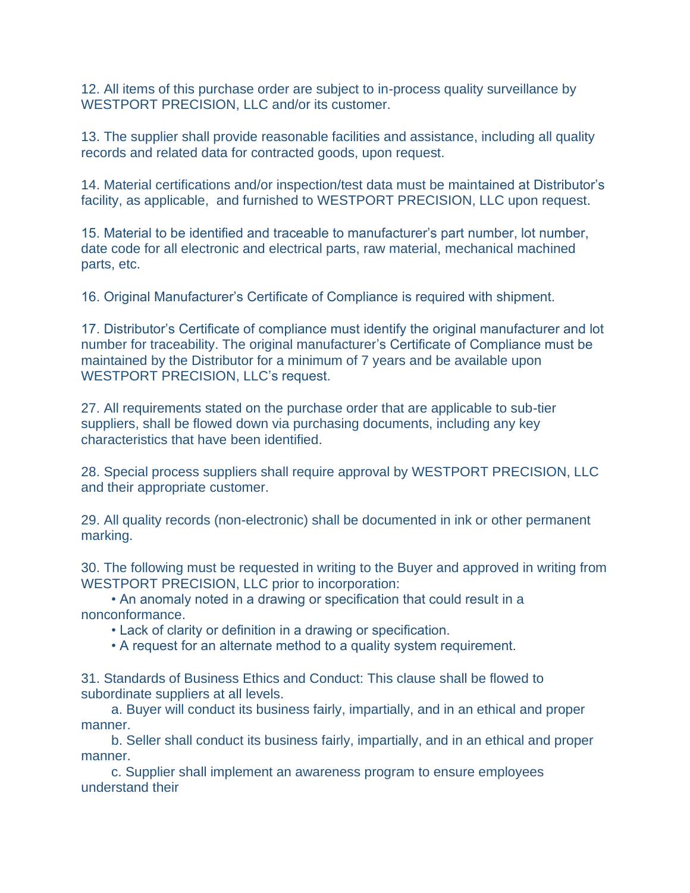12. All items of this purchase order are subject to in-process quality surveillance by WESTPORT PRECISION, LLC and/or its customer.

13. The supplier shall provide reasonable facilities and assistance, including all quality records and related data for contracted goods, upon request.

14. Material certifications and/or inspection/test data must be maintained at Distributor's facility, as applicable, and furnished to WESTPORT PRECISION, LLC upon request.

15. Material to be identified and traceable to manufacturer's part number, lot number, date code for all electronic and electrical parts, raw material, mechanical machined parts, etc.

16. Original Manufacturer's Certificate of Compliance is required with shipment.

17. Distributor's Certificate of compliance must identify the original manufacturer and lot number for traceability. The original manufacturer's Certificate of Compliance must be maintained by the Distributor for a minimum of 7 years and be available upon WESTPORT PRECISION, LLC's request.

27. All requirements stated on the purchase order that are applicable to sub-tier suppliers, shall be flowed down via purchasing documents, including any key characteristics that have been identified.

28. Special process suppliers shall require approval by WESTPORT PRECISION, LLC and their appropriate customer.

29. All quality records (non-electronic) shall be documented in ink or other permanent marking.

30. The following must be requested in writing to the Buyer and approved in writing from WESTPORT PRECISION, LLC prior to incorporation:

- An anomaly noted in a drawing or specification that could result in a nonconformance.
- Lack of clarity or definition in a drawing or specification.
- A request for an alternate method to a quality system requirement.

31. Standards of Business Ethics and Conduct: This clause shall be flowed to subordinate suppliers at all levels.

a. Buyer will conduct its business fairly, impartially, and in an ethical and proper manner.

b. Seller shall conduct its business fairly, impartially, and in an ethical and proper manner.

c. Supplier shall implement an awareness program to ensure employees understand their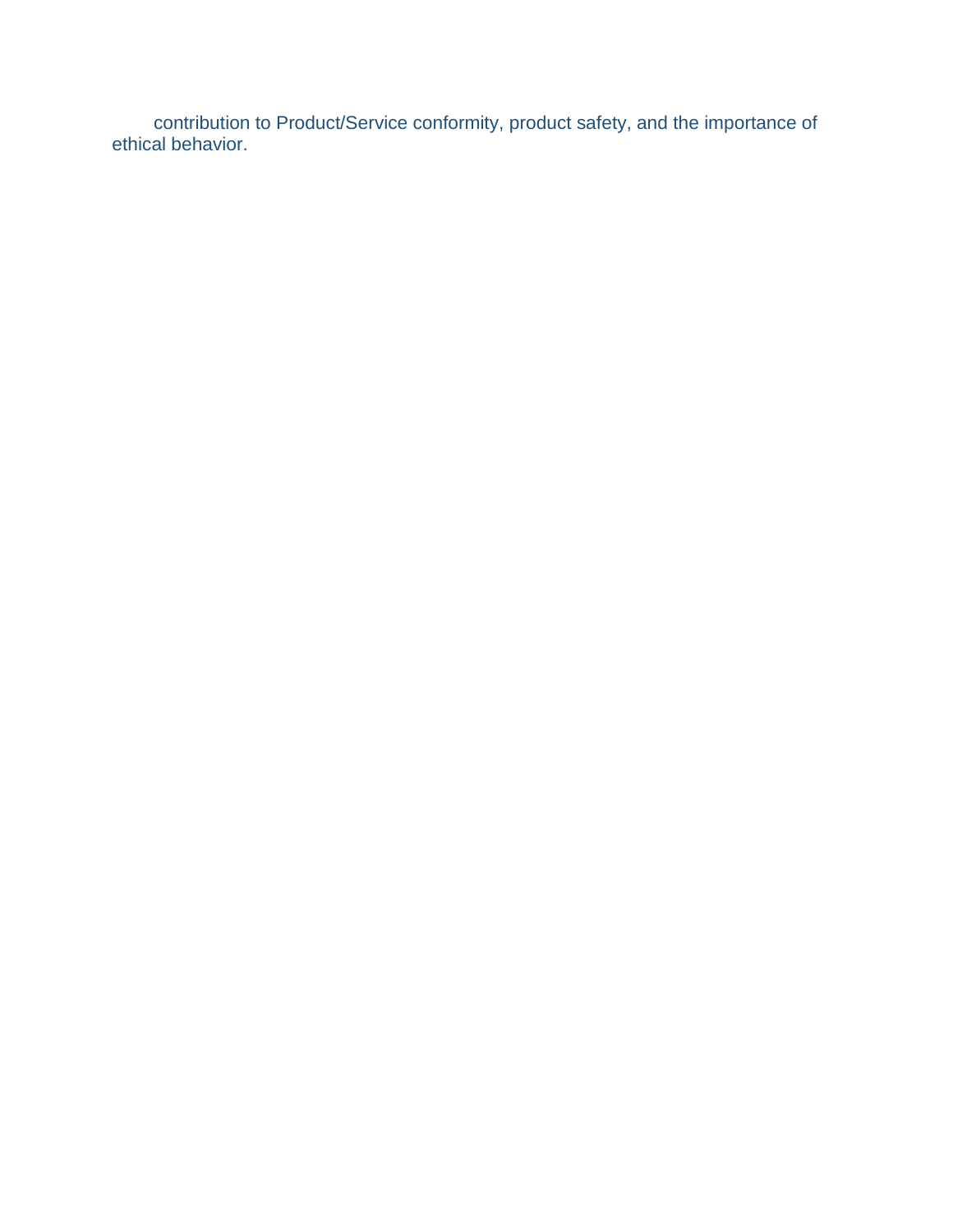contribution to Product/Service conformity, product safety, and the importance of ethical behavior.